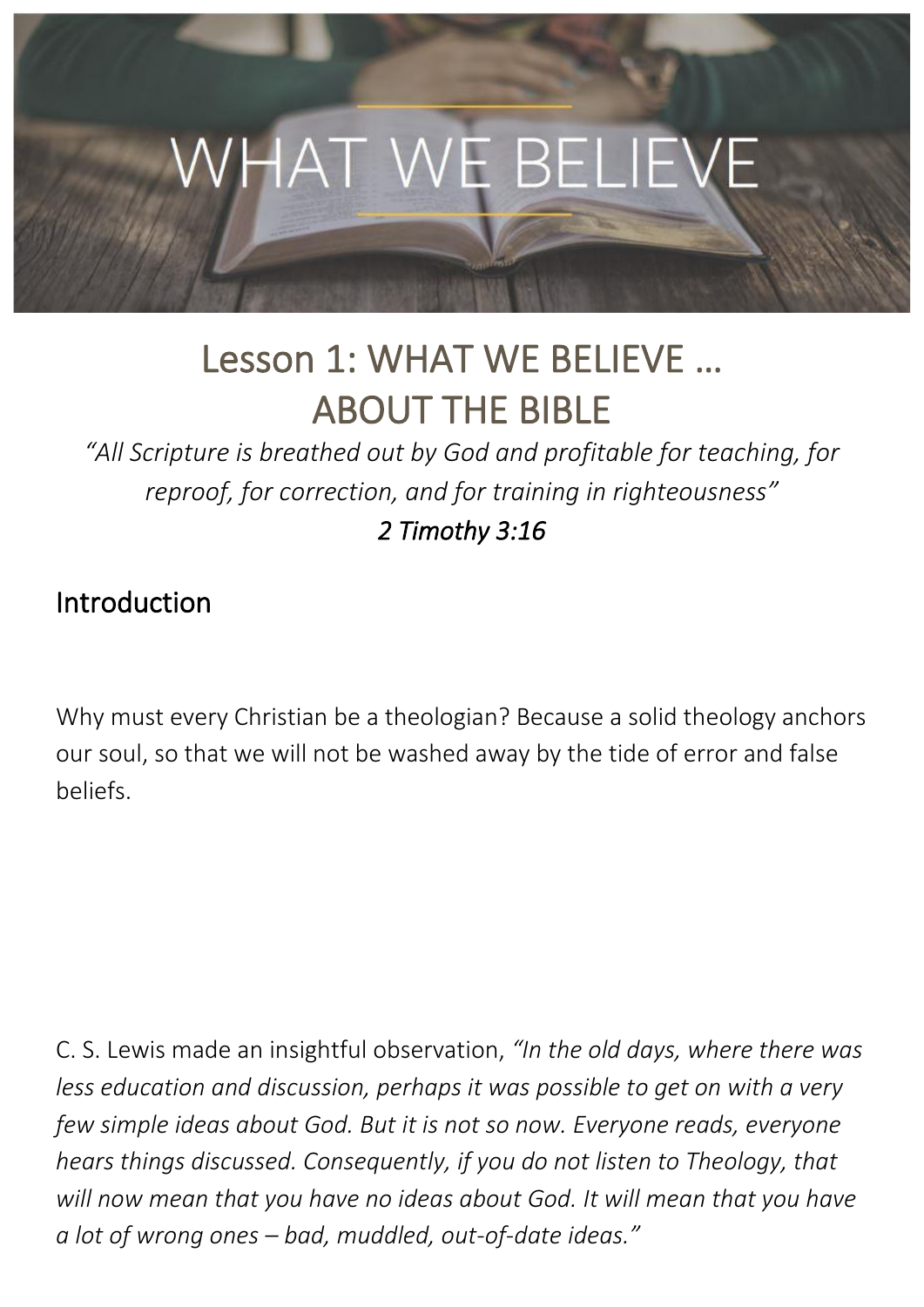# Lesson 1: WHAT WE BELIEVE … ABOUT THE BIBLE

*"All Scripture is breathed out by God and profitable for teaching, for reproof, for correction, and for training in righteousness"*

*2 Timothy 3:16*

## Introduction

Why must every Christian be a theologian? Because a solid theology anchors our soul, so that we will not be washed away by the tide of error and false beliefs.

C. S. Lewis made an insightful observation, *"In the old days, where there was less education and discussion, perhaps it was possible to get on with a very few simple ideas about God. But it is not so now. Everyone reads, everyone hears things discussed. Consequently, if you do not listen to Theology, that will now mean that you have no ideas about God. It will mean that you have a lot of wrong ones – bad, muddled, out-of-date ideas."*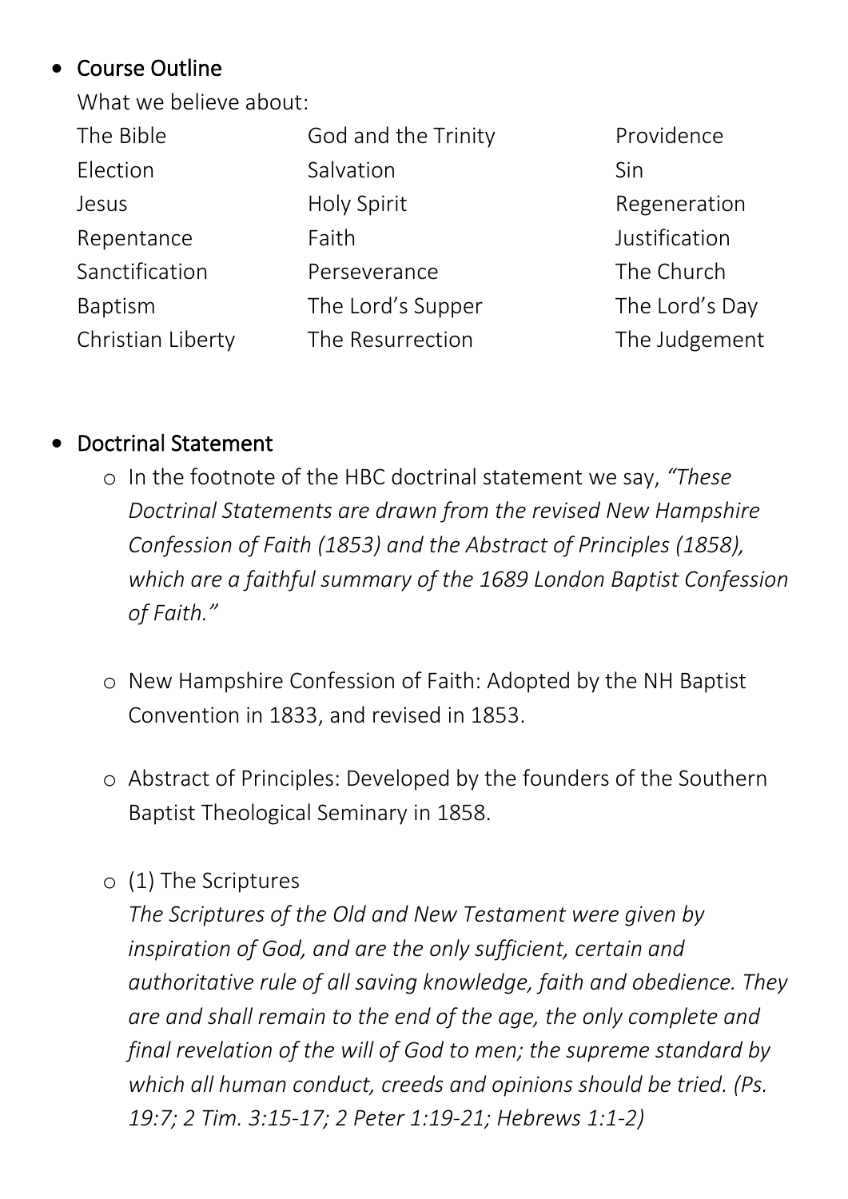- Course Outline

  What we believe about:

| | | |
|---|---|---|
| The Bible | God and the Trinity | Providence |
| Election | Salvation | Sin |
| Jesus | Holy Spirit | Regeneration |
| Repentance | Faith | Justification |
| Sanctification | Perseverance | The Church |
| Baptism | The Lord's Supper | The Lord's Day |
| Christian Liberty | The Resurrection | The Judgement |

- Doctrinal Statement
  - In the footnote of the HBC doctrinal statement we say, *"These Doctrinal Statements are drawn from the revised New Hampshire Confession of Faith (1853) and the Abstract of Principles (1858), which are a faithful summary of the 1689 London Baptist Confession of Faith."*

  - New Hampshire Confession of Faith: Adopted by the NH Baptist Convention in 1833, and revised in 1853.

  - Abstract of Principles: Developed by the founders of the Southern Baptist Theological Seminary in 1858.

  - (1) The Scriptures

    *The Scriptures of the Old and New Testament were given by inspiration of God, and are the only sufficient, certain and authoritative rule of all saving knowledge, faith and obedience. They are and shall remain to the end of the age, the only complete and final revelation of the will of God to men; the supreme standard by which all human conduct, creeds and opinions should be tried. (Ps. 19:7; 2 Tim. 3:15-17; 2 Peter 1:19-21; Hebrews 1:1-2)*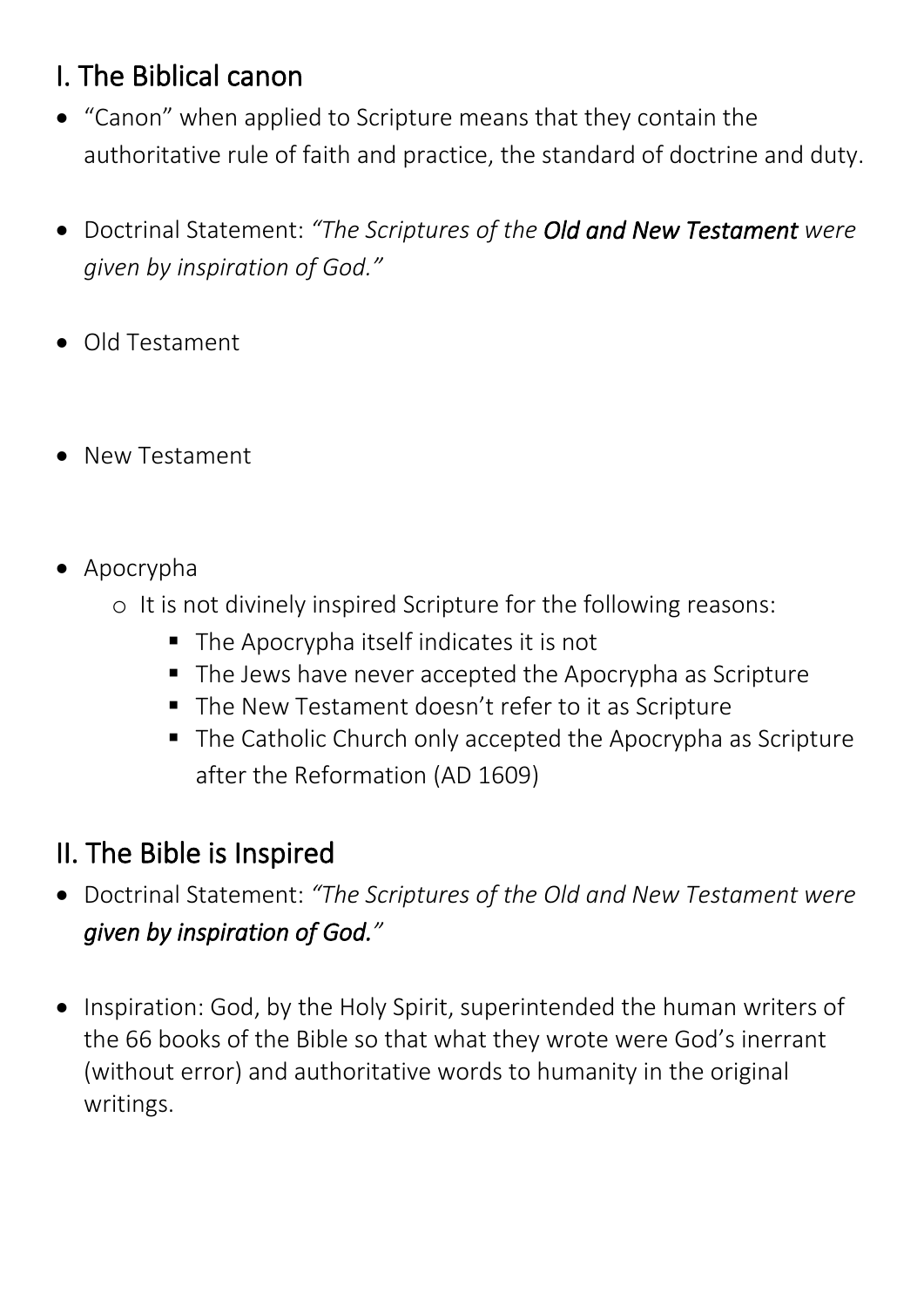## I. The Biblical canon

- "Canon" when applied to Scripture means that they contain the authoritative rule of faith and practice, the standard of doctrine and duty.
- Doctrinal Statement: *"The Scriptures of the **Old and New Testament** were given by inspiration of God."*
- Old Testament
- New Testament
- Apocrypha
  - It is not divinely inspired Scripture for the following reasons:
    - The Apocrypha itself indicates it is not
    - The Jews have never accepted the Apocrypha as Scripture
    - The New Testament doesn't refer to it as Scripture
    - The Catholic Church only accepted the Apocrypha as Scripture after the Reformation (AD 1609)

## II. The Bible is Inspired

- Doctrinal Statement: *"The Scriptures of the Old and New Testament were **given by inspiration of God.**"*
- Inspiration: God, by the Holy Spirit, superintended the human writers of the 66 books of the Bible so that what they wrote were God's inerrant (without error) and authoritative words to humanity in the original writings.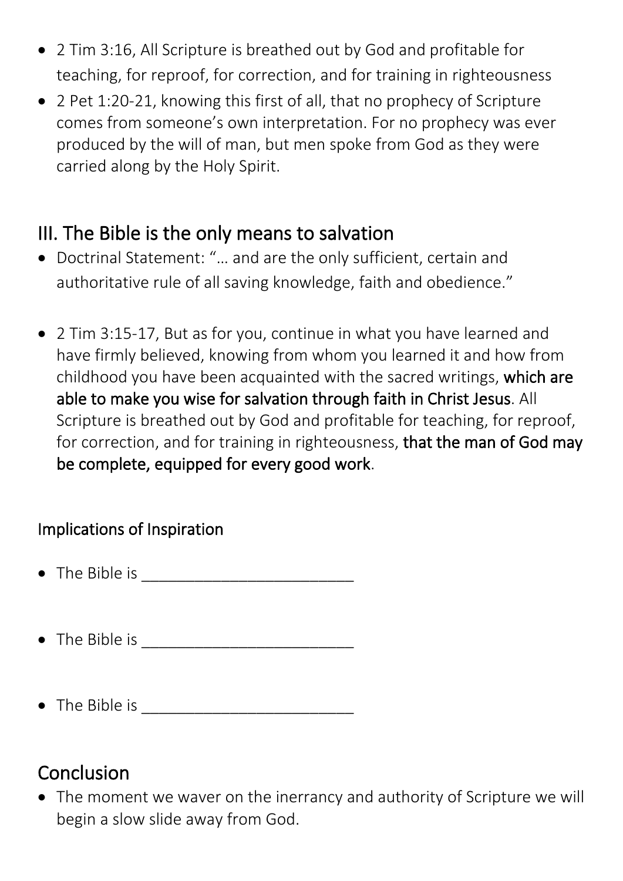- 2 Tim 3:16, All Scripture is breathed out by God and profitable for teaching, for reproof, for correction, and for training in righteousness
- 2 Pet 1:20-21, knowing this first of all, that no prophecy of Scripture comes from someone's own interpretation. For no prophecy was ever produced by the will of man, but men spoke from God as they were carried along by the Holy Spirit.

## III. The Bible is the only means to salvation

- Doctrinal Statement: "… and are the only sufficient, certain and authoritative rule of all saving knowledge, faith and obedience."

- 2 Tim 3:15-17, But as for you, continue in what you have learned and have firmly believed, knowing from whom you learned it and how from childhood you have been acquainted with the sacred writings, **which are able to make you wise for salvation through faith in Christ Jesus**. All Scripture is breathed out by God and profitable for teaching, for reproof, for correction, and for training in righteousness, **that the man of God may be complete, equipped for every good work**.

### Implications of Inspiration

- The Bible is ________________________

- The Bible is ________________________

- The Bible is ________________________

## Conclusion

- The moment we waver on the inerrancy and authority of Scripture we will begin a slow slide away from God.